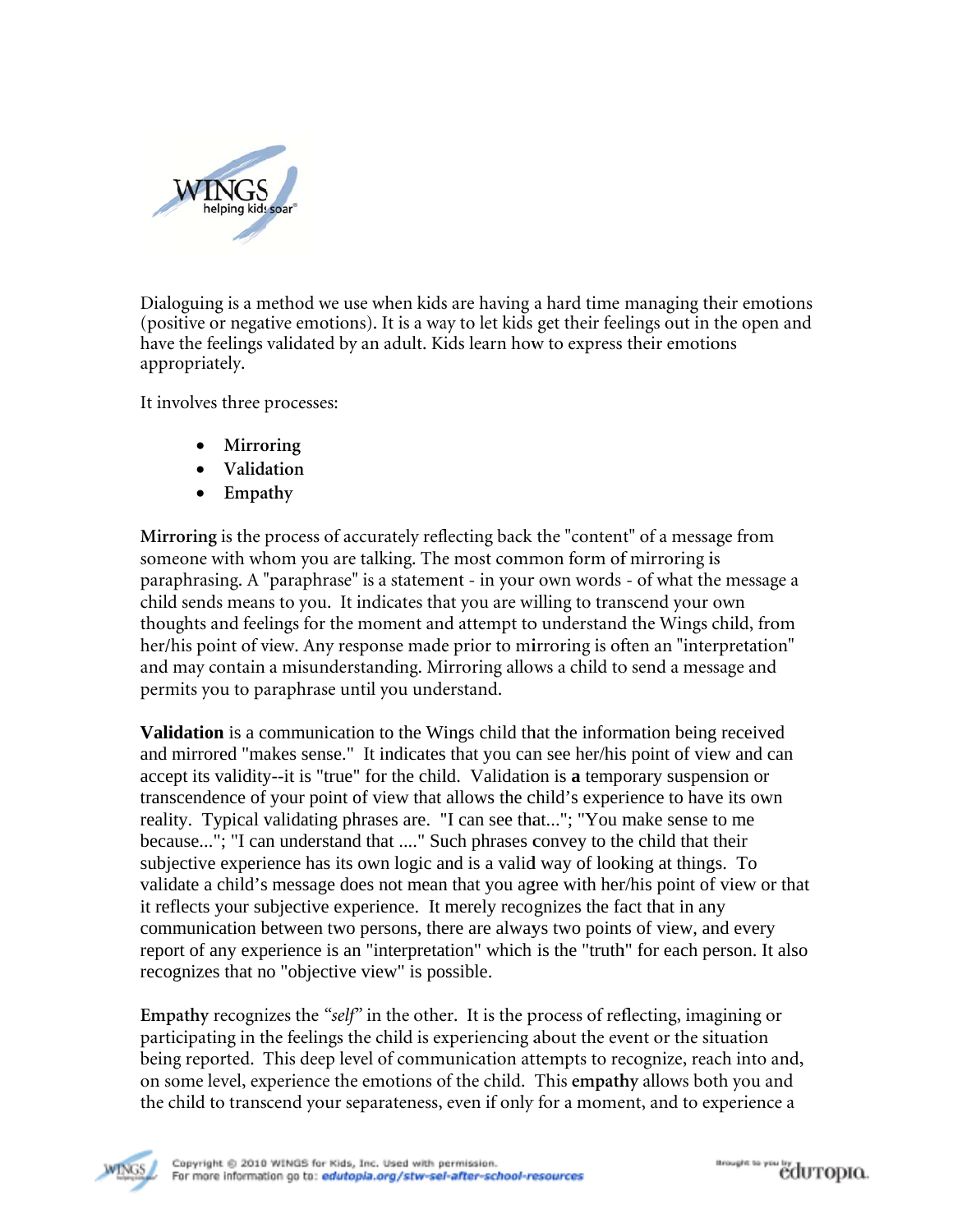Dialoguing is a method we use when kids are having a hard time managing their emotions (positive or negative emotions). It is a way to let kids get their feelings out in the open and have the feelings validated by an adult. Kids learn how to express their emotions appropriately.

It involves three processes:

- **Mirroring**
- **Validation**
- **Empathy**

**Mirroring** is the process of accurately reflecting back the "content" of a message from someone with whom you are talking. The most common form of mirroring is paraphrasing. A "paraphrase" is a statement - in your own words - of what the message a child sends means to you. It indicates that you are willing to transcend your own thoughts and feelings for the moment and attempt to understand the Wings child, from her/his point of view. Any response made prior to mirroring is often an "interpretation" and may contain a misunderstanding. Mirroring allows a child to send a message and permits you to paraphrase until you understand.

**Validation** is a communication to the Wings child that the information being received and mirrored "makes sense." It indicates that you can see her/his point of view and can accept its validity--it is "true" for the child. Validation is **a** temporary suspension or transcendence of your point of view that allows the child's experience to have its own reality. Typical validating phrases are. "I can see that..."; "You make sense to me because..."; "I can understand that ...." Such phrases convey to the child that their subjective experience has its own logic and is a valid way of looking at things. To validate a child's message does not mean that you agree with her/his point of view or that it reflects your subjective experience. It merely recognizes the fact that in any communication between two persons, there are always two points of view, and every report of any experience is an "interpretation" which is the "truth" for each person. It also recognizes that no "objective view" is possible.

**Empathy** recognizes the "*self*" in the other. It is the process of reflecting, imagining or participating in the feelings the child is experiencing about the event or the situation being reported. This deep level of communication attempts to recognize, reach into and, on some level, experience the emotions of the child. This **empathy** allows both you and the child to transcend your separateness, even if only for a moment, and to experience a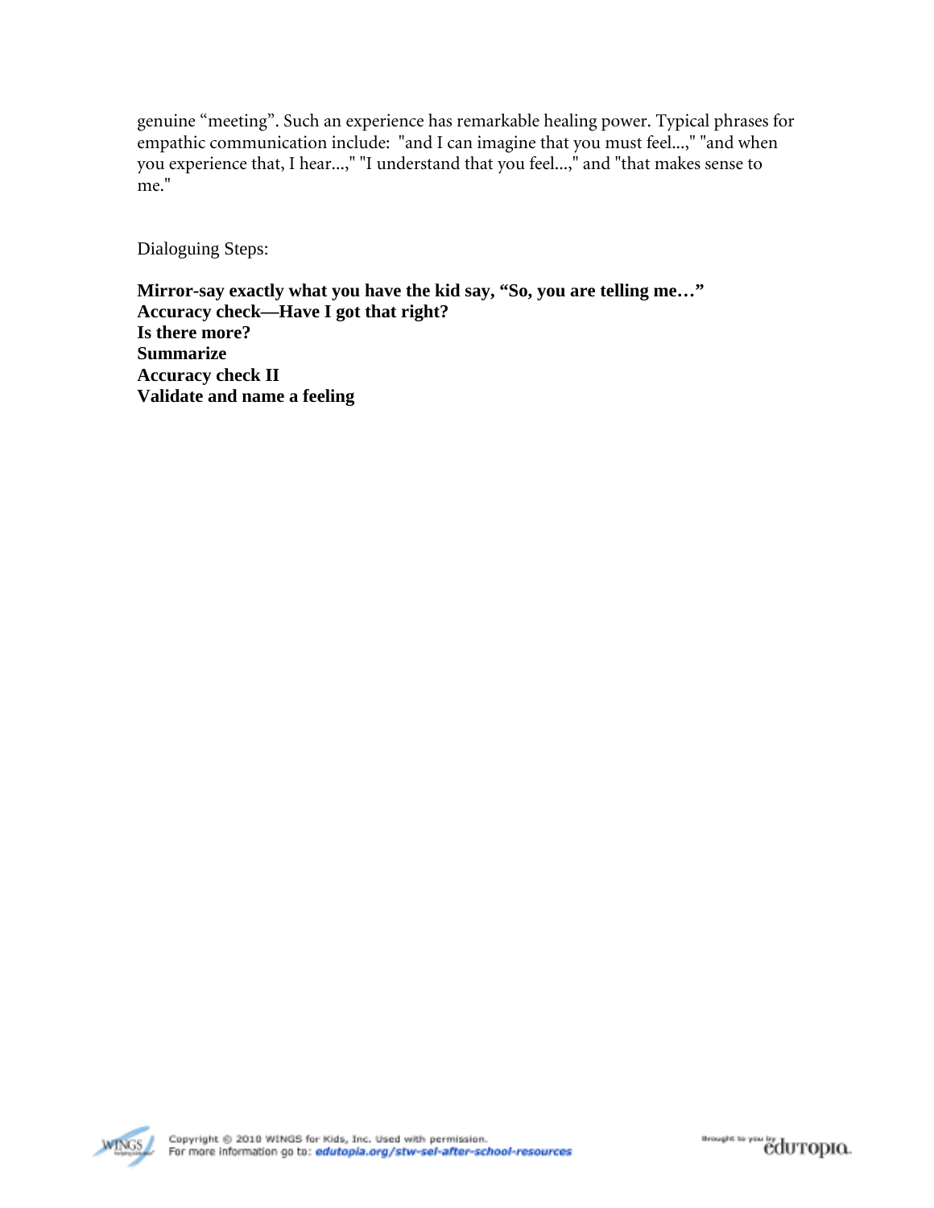genuine "meeting". Such an experience has remarkable healing power. Typical phrases for empathic communication include: "and I can imagine that you must feel...," "and when you experience that, I hear...," "I understand that you feel...," and "that makes sense to me."

Dialoguing Steps:

**Mirror-say exactly what you have the kid say, "So, you are telling me…"**
**Accuracy check—Have I got that right?**
**Is there more?**
**Summarize**
**Accuracy check II**
**Validate and name a feeling**